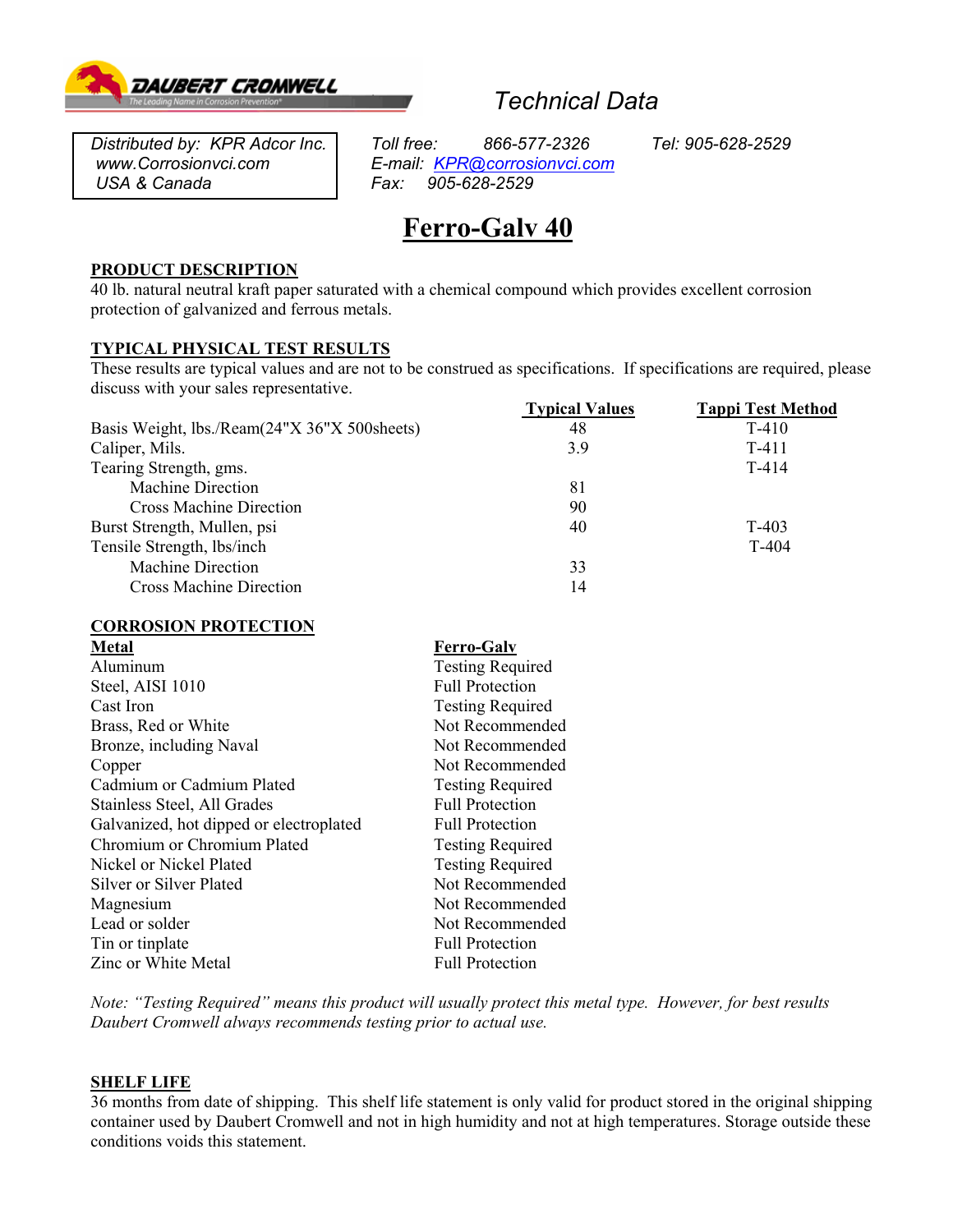DAUBERT CROMWELL
The Leading Name in Corrosion Prevention®

*Technical Data*

| *Distributed by: KPR Adcor Inc.* | *Toll free: 866-577-2326* | *Tel: 905-628-2529* |
|---|---|---|
| *www.Corrosionvci.com* | *E-mail: KPR@corrosionvci.com* | |
| *USA & Canada* | *Fax: 905-628-2529* | |

# Ferro-Galv 40

## PRODUCT DESCRIPTION

40 lb. natural neutral kraft paper saturated with a chemical compound which provides excellent corrosion protection of galvanized and ferrous metals.

## TYPICAL PHYSICAL TEST RESULTS

These results are typical values and are not to be construed as specifications. If specifications are required, please discuss with your sales representative.

| | Typical Values | Tappi Test Method |
|---|---|---|
| Basis Weight, lbs./Ream(24"X 36"X 500sheets) | 48 | T-410 |
| Caliper, Mils. | 3.9 | T-411 |
| Tearing Strength, gms. | | T-414 |
| Machine Direction | 81 | |
| Cross Machine Direction | 90 | |
| Burst Strength, Mullen, psi | 40 | T-403 |
| Tensile Strength, lbs/inch | | T-404 |
| Machine Direction | 33 | |
| Cross Machine Direction | 14 | |

## CORROSION PROTECTION

| Metal | Ferro-Galv |
|---|---|
| Aluminum | Testing Required |
| Steel, AISI 1010 | Full Protection |
| Cast Iron | Testing Required |
| Brass, Red or White | Not Recommended |
| Bronze, including Naval | Not Recommended |
| Copper | Not Recommended |
| Cadmium or Cadmium Plated | Testing Required |
| Stainless Steel, All Grades | Full Protection |
| Galvanized, hot dipped or electroplated | Full Protection |
| Chromium or Chromium Plated | Testing Required |
| Nickel or Nickel Plated | Testing Required |
| Silver or Silver Plated | Not Recommended |
| Magnesium | Not Recommended |
| Lead or solder | Not Recommended |
| Tin or tinplate | Full Protection |
| Zinc or White Metal | Full Protection |

*Note: "Testing Required" means this product will usually protect this metal type. However, for best results Daubert Cromwell always recommends testing prior to actual use.*

## SHELF LIFE

36 months from date of shipping. This shelf life statement is only valid for product stored in the original shipping container used by Daubert Cromwell and not in high humidity and not at high temperatures. Storage outside these conditions voids this statement.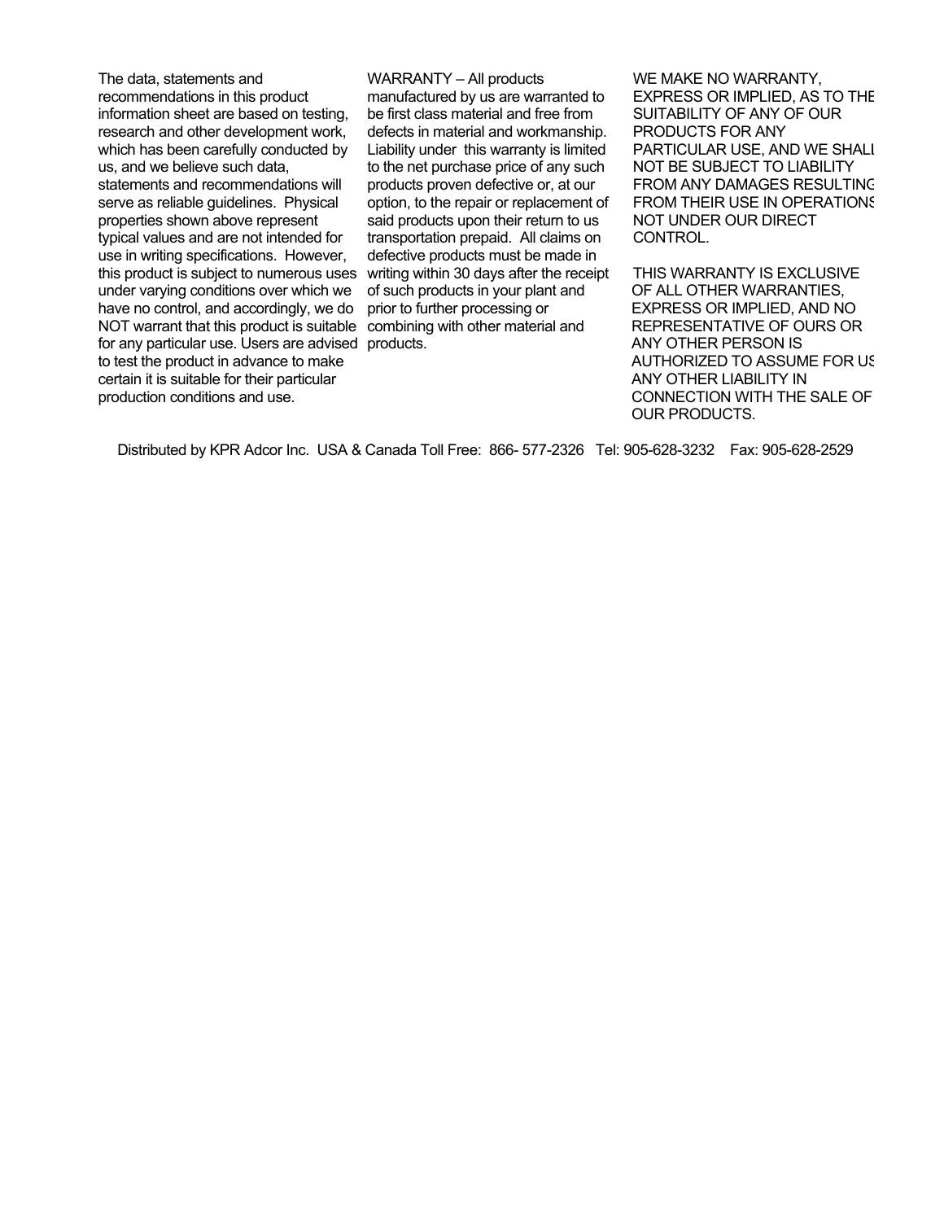The data, statements and recommendations in this product information sheet are based on testing, research and other development work, which has been carefully conducted by us, and we believe such data, statements and recommendations will serve as reliable guidelines. Physical properties shown above represent typical values and are not intended for use in writing specifications. However, this product is subject to numerous uses under varying conditions over which we have no control, and accordingly, we do NOT warrant that this product is suitable for any particular use. Users are advised to test the product in advance to make certain it is suitable for their particular production conditions and use.

WARRANTY – All products manufactured by us are warranted to be first class material and free from defects in material and workmanship. Liability under this warranty is limited to the net purchase price of any such products proven defective or, at our option, to the repair or replacement of said products upon their return to us transportation prepaid. All claims on defective products must be made in writing within 30 days after the receipt of such products in your plant and prior to further processing or combining with other material and products.

WE MAKE NO WARRANTY, EXPRESS OR IMPLIED, AS TO THE SUITABILITY OF ANY OF OUR PRODUCTS FOR ANY PARTICULAR USE, AND WE SHALL NOT BE SUBJECT TO LIABILITY FROM ANY DAMAGES RESULTING FROM THEIR USE IN OPERATIONS NOT UNDER OUR DIRECT CONTROL.

THIS WARRANTY IS EXCLUSIVE OF ALL OTHER WARRANTIES, EXPRESS OR IMPLIED, AND NO REPRESENTATIVE OF OURS OR ANY OTHER PERSON IS AUTHORIZED TO ASSUME FOR US ANY OTHER LIABILITY IN CONNECTION WITH THE SALE OF OUR PRODUCTS.

Distributed by KPR Adcor Inc. USA & Canada Toll Free: 866- 577-2326 Tel: 905-628-3232 Fax: 905-628-2529